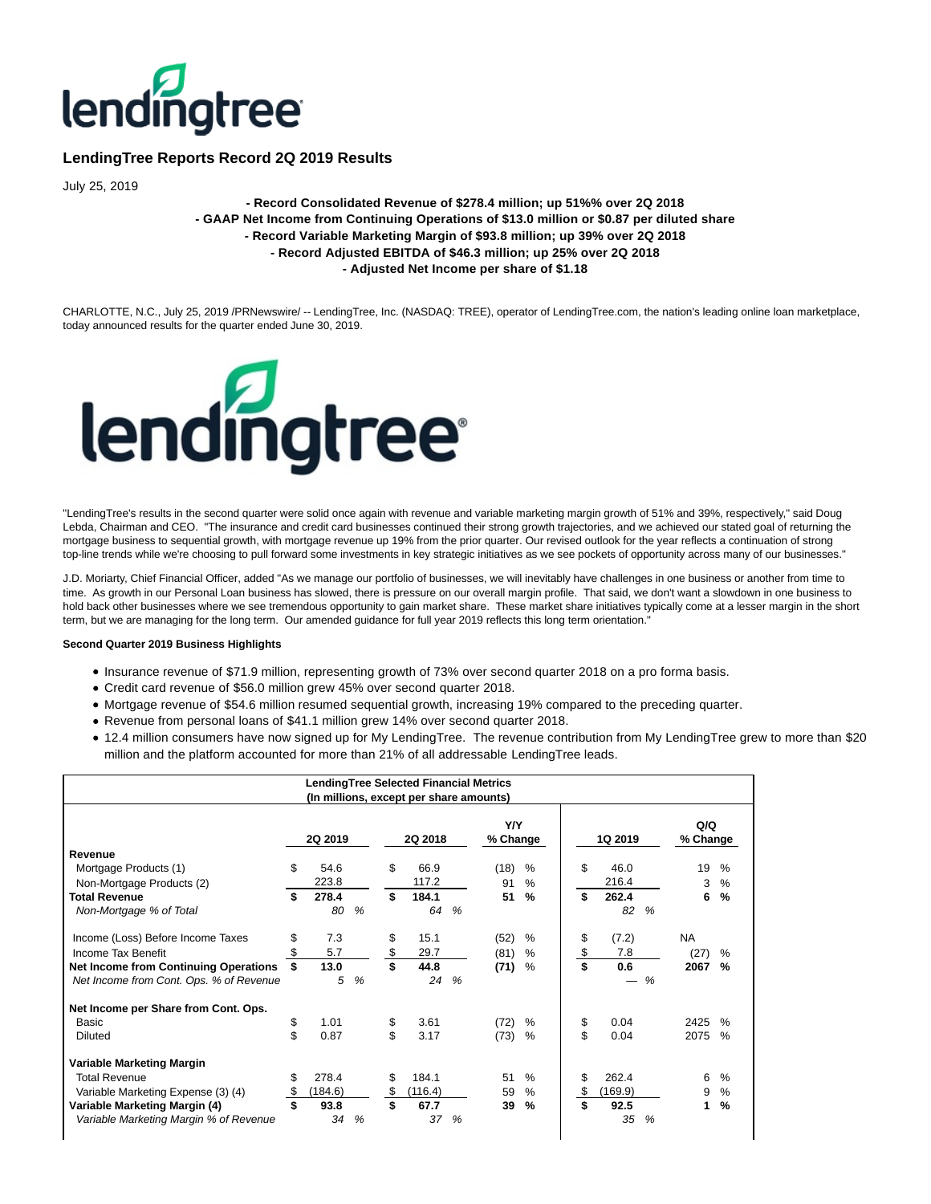# LendingTree Reports Record 2Q 2019 Results

July 25, 2019

**- Record Consolidated Revenue of $278.4 million; up 51%% over 2Q 2018**
**- GAAP Net Income from Continuing Operations of $13.0 million or $0.87 per diluted share**
**- Record Variable Marketing Margin of $93.8 million; up 39% over 2Q 2018**
**- Record Adjusted EBITDA of $46.3 million; up 25% over 2Q 2018**
**- Adjusted Net Income per share of $1.18**

CHARLOTTE, N.C., July 25, 2019 /PRNewswire/ -- LendingTree, Inc. (NASDAQ: TREE), operator of LendingTree.com, the nation's leading online loan marketplace, today announced results for the quarter ended June 30, 2019.

"LendingTree's results in the second quarter were solid once again with revenue and variable marketing margin growth of 51% and 39%, respectively," said Doug Lebda, Chairman and CEO. "The insurance and credit card businesses continued their strong growth trajectories, and we achieved our stated goal of returning the mortgage business to sequential growth, with mortgage revenue up 19% from the prior quarter. Our revised outlook for the year reflects a continuation of strong top-line trends while we're choosing to pull forward some investments in key strategic initiatives as we see pockets of opportunity across many of our businesses."

J.D. Moriarty, Chief Financial Officer, added "As we manage our portfolio of businesses, we will inevitably have challenges in one business or another from time to time. As growth in our Personal Loan business has slowed, there is pressure on our overall margin profile. That said, we don't want a slowdown in one business to hold back other businesses where we see tremendous opportunity to gain market share. These market share initiatives typically come at a lesser margin in the short term, but we are managing for the long term. Our amended guidance for full year 2019 reflects this long term orientation."

**Second Quarter 2019 Business Highlights**

- Insurance revenue of $71.9 million, representing growth of 73% over second quarter 2018 on a pro forma basis.
- Credit card revenue of $56.0 million grew 45% over second quarter 2018.
- Mortgage revenue of $54.6 million resumed sequential growth, increasing 19% compared to the preceding quarter.
- Revenue from personal loans of $41.1 million grew 14% over second quarter 2018.
- 12.4 million consumers have now signed up for My LendingTree. The revenue contribution from My LendingTree grew to more than $20 million and the platform accounted for more than 21% of all addressable LendingTree leads.

**LendingTree Selected Financial Metrics**
**(In millions, except per share amounts)**

| | 2Q 2019 | 2Q 2018 | Y/Y % Change | 1Q 2019 | Q/Q % Change |
|---|---|---|---|---|---|
| **Revenue** | | | | | |
| Mortgage Products (1) | $ 54.6 | $ 66.9 | (18) % | $ 46.0 | 19 % |
| Non-Mortgage Products (2) | 223.8 | 117.2 | 91 % | 216.4 | 3 % |
| **Total Revenue** | **$ 278.4** | **$ 184.1** | **51 %** | **$ 262.4** | **6 %** |
| *Non-Mortgage % of Total* | *80 %* | *64 %* | | *82 %* | |
| Income (Loss) Before Income Taxes | $ 7.3 | $ 15.1 | (52) % | $ (7.2) | NA |
| Income Tax Benefit | $ 5.7 | $ 29.7 | (81) % | $ 7.8 | (27) % |
| **Net Income from Continuing Operations** | **$ 13.0** | **$ 44.8** | **(71) %** | **$ 0.6** | **2067 %** |
| *Net Income from Cont. Ops. % of Revenue* | *5 %* | *24 %* | | *— %* | |
| **Net Income per Share from Cont. Ops.** | | | | | |
| Basic | $ 1.01 | $ 3.61 | (72) % | $ 0.04 | 2425 % |
| Diluted | $ 0.87 | $ 3.17 | (73) % | $ 0.04 | 2075 % |
| **Variable Marketing Margin** | | | | | |
| Total Revenue | $ 278.4 | $ 184.1 | 51 % | $ 262.4 | 6 % |
| Variable Marketing Expense (3) (4) | $ (184.6) | $ (116.4) | 59 % | $ (169.9) | 9 % |
| **Variable Marketing Margin (4)** | **$ 93.8** | **$ 67.7** | **39 %** | **$ 92.5** | **1 %** |
| *Variable Marketing Margin % of Revenue* | *34 %* | *37 %* | | *35 %* | |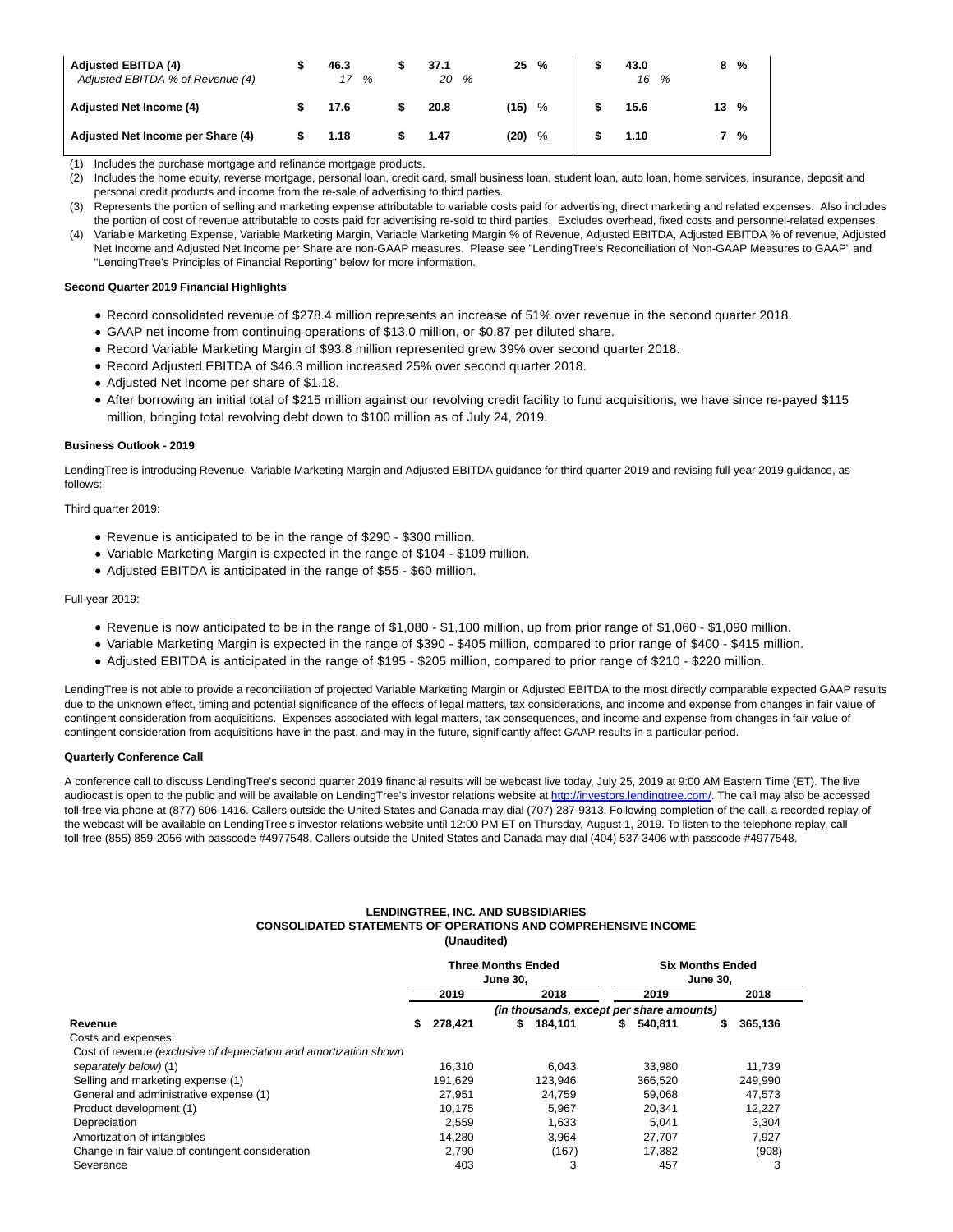| | | | | | | |
|---|---|---|---|---|---|---|
| **Adjusted EBITDA (4)** | $ | **46.3** | $ | **37.1** | **25 %** | $ | **43.0** | **8 %** |
| *Adjusted EBITDA % of Revenue (4)* | | *17 %* | | *20 %* | | | *16 %* | |
| **Adjusted Net Income (4)** | $ | **17.6** | $ | **20.8** | **(15) %** | $ | **15.6** | **13 %** |
| **Adjusted Net Income per Share (4)** | $ | **1.18** | $ | **1.47** | **(20) %** | $ | **1.10** | **7 %** |

(1) Includes the purchase mortgage and refinance mortgage products.

(2) Includes the home equity, reverse mortgage, personal loan, credit card, small business loan, student loan, auto loan, home services, insurance, deposit and personal credit products and income from the re-sale of advertising to third parties.

(3) Represents the portion of selling and marketing expense attributable to variable costs paid for advertising, direct marketing and related expenses. Also includes the portion of cost of revenue attributable to costs paid for advertising re-sold to third parties. Excludes overhead, fixed costs and personnel-related expenses.

(4) Variable Marketing Expense, Variable Marketing Margin, Variable Marketing Margin % of Revenue, Adjusted EBITDA, Adjusted EBITDA % of revenue, Adjusted Net Income and Adjusted Net Income per Share are non-GAAP measures. Please see "LendingTree's Reconciliation of Non-GAAP Measures to GAAP" and "LendingTree's Principles of Financial Reporting" below for more information.

**Second Quarter 2019 Financial Highlights**

- Record consolidated revenue of $278.4 million represents an increase of 51% over revenue in the second quarter 2018.
- GAAP net income from continuing operations of $13.0 million, or $0.87 per diluted share.
- Record Variable Marketing Margin of $93.8 million represented grew 39% over second quarter 2018.
- Record Adjusted EBITDA of $46.3 million increased 25% over second quarter 2018.
- Adjusted Net Income per share of $1.18.
- After borrowing an initial total of $215 million against our revolving credit facility to fund acquisitions, we have since re-payed $115 million, bringing total revolving debt down to $100 million as of July 24, 2019.

**Business Outlook - 2019**

LendingTree is introducing Revenue, Variable Marketing Margin and Adjusted EBITDA guidance for third quarter 2019 and revising full-year 2019 guidance, as follows:

Third quarter 2019:

- Revenue is anticipated to be in the range of $290 - $300 million.
- Variable Marketing Margin is expected in the range of $104 - $109 million.
- Adjusted EBITDA is anticipated in the range of $55 - $60 million.

Full-year 2019:

- Revenue is now anticipated to be in the range of $1,080 - $1,100 million, up from prior range of $1,060 - $1,090 million.
- Variable Marketing Margin is expected in the range of $390 - $405 million, compared to prior range of $400 - $415 million.
- Adjusted EBITDA is anticipated in the range of $195 - $205 million, compared to prior range of $210 - $220 million.

LendingTree is not able to provide a reconciliation of projected Variable Marketing Margin or Adjusted EBITDA to the most directly comparable expected GAAP results due to the unknown effect, timing and potential significance of the effects of legal matters, tax considerations, and income and expense from changes in fair value of contingent consideration from acquisitions. Expenses associated with legal matters, tax consequences, and income and expense from changes in fair value of contingent consideration from acquisitions have in the past, and may in the future, significantly affect GAAP results in a particular period.

**Quarterly Conference Call**

A conference call to discuss LendingTree's second quarter 2019 financial results will be webcast live today, July 25, 2019 at 9:00 AM Eastern Time (ET). The live audiocast is open to the public and will be available on LendingTree's investor relations website at http://investors.lendingtree.com/. The call may also be accessed toll-free via phone at (877) 606-1416. Callers outside the United States and Canada may dial (707) 287-9313. Following completion of the call, a recorded replay of the webcast will be available on LendingTree's investor relations website until 12:00 PM ET on Thursday, August 1, 2019. To listen to the telephone replay, call toll-free (855) 859-2056 with passcode #4977548. Callers outside the United States and Canada may dial (404) 537-3406 with passcode #4977548.

**LENDINGTREE, INC. AND SUBSIDIARIES**
**CONSOLIDATED STATEMENTS OF OPERATIONS AND COMPREHENSIVE INCOME**
**(Unaudited)**

| | Three Months Ended June 30, | | Six Months Ended June 30, | |
|---|---|---|---|---|
| | **2019** | **2018** | **2019** | **2018** |
| | *(in thousands, except per share amounts)* | | | |
| **Revenue** | $ 278,421 | $ 184,101 | $ 540,811 | $ 365,136 |
| Costs and expenses: | | | | |
| Cost of revenue *(exclusive of depreciation and amortization shown separately below)* (1) | 16,310 | 6,043 | 33,980 | 11,739 |
| Selling and marketing expense (1) | 191,629 | 123,946 | 366,520 | 249,990 |
| General and administrative expense (1) | 27,951 | 24,759 | 59,068 | 47,573 |
| Product development (1) | 10,175 | 5,967 | 20,341 | 12,227 |
| Depreciation | 2,559 | 1,633 | 5,041 | 3,304 |
| Amortization of intangibles | 14,280 | 3,964 | 27,707 | 7,927 |
| Change in fair value of contingent consideration | 2,790 | (167) | 17,382 | (908) |
| Severance | 403 | 3 | 457 | 3 |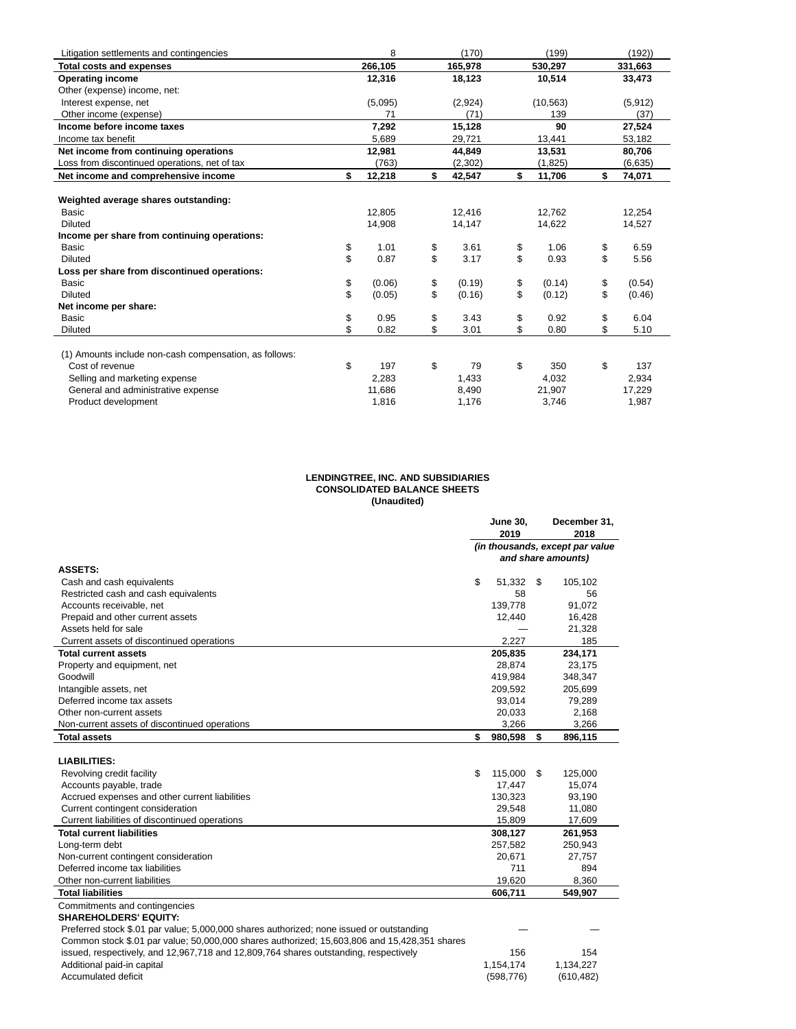| | | | | |
|---|---|---|---|---|
| Litigation settlements and contingencies | 8 | (170) | (199) | (192)) |
| **Total costs and expenses** | **266,105** | **165,978** | **530,297** | **331,663** |
| **Operating income** | **12,316** | **18,123** | **10,514** | **33,473** |
| Other (expense) income, net: | | | | |
| Interest expense, net | (5,095) | (2,924) | (10,563) | (5,912) |
| Other income (expense) | 71 | (71) | 139 | (37) |
| **Income before income taxes** | **7,292** | **15,128** | **90** | **27,524** |
| Income tax benefit | 5,689 | 29,721 | 13,441 | 53,182 |
| **Net income from continuing operations** | **12,981** | **44,849** | **13,531** | **80,706** |
| Loss from discontinued operations, net of tax | (763) | (2,302) | (1,825) | (6,635) |
| **Net income and comprehensive income** | **$ 12,218** | **$ 42,547** | **$ 11,706** | **$ 74,071** |
| | | | | |
| **Weighted average shares outstanding:** | | | | |
| Basic | 12,805 | 12,416 | 12,762 | 12,254 |
| Diluted | 14,908 | 14,147 | 14,622 | 14,527 |
| **Income per share from continuing operations:** | | | | |
| Basic | $ 1.01 | $ 3.61 | $ 1.06 | $ 6.59 |
| Diluted | $ 0.87 | $ 3.17 | $ 0.93 | $ 5.56 |
| **Loss per share from discontinued operations:** | | | | |
| Basic | $ (0.06) | $ (0.19) | $ (0.14) | $ (0.54) |
| Diluted | $ (0.05) | $ (0.16) | $ (0.12) | $ (0.46) |
| **Net income per share:** | | | | |
| Basic | $ 0.95 | $ 3.43 | $ 0.92 | $ 6.04 |
| Diluted | $ 0.82 | $ 3.01 | $ 0.80 | $ 5.10 |
| | | | | |
| (1) Amounts include non-cash compensation, as follows: | | | | |
| Cost of revenue | $ 197 | $ 79 | $ 350 | $ 137 |
| Selling and marketing expense | 2,283 | 1,433 | 4,032 | 2,934 |
| General and administrative expense | 11,686 | 8,490 | 21,907 | 17,229 |
| Product development | 1,816 | 1,176 | 3,746 | 1,987 |

**LENDINGTREE, INC. AND SUBSIDIARIES**
**CONSOLIDATED BALANCE SHEETS**
**(Unaudited)**

| | June 30, 2019 | December 31, 2018 |
|---|---|---|
| | *(in thousands, except par value and share amounts)* | |
| **ASSETS:** | | |
| Cash and cash equivalents | $ 51,332 | $ 105,102 |
| Restricted cash and cash equivalents | 58 | 56 |
| Accounts receivable, net | 139,778 | 91,072 |
| Prepaid and other current assets | 12,440 | 16,428 |
| Assets held for sale | — | 21,328 |
| Current assets of discontinued operations | 2,227 | 185 |
| **Total current assets** | **205,835** | **234,171** |
| Property and equipment, net | 28,874 | 23,175 |
| Goodwill | 419,984 | 348,347 |
| Intangible assets, net | 209,592 | 205,699 |
| Deferred income tax assets | 93,014 | 79,289 |
| Other non-current assets | 20,033 | 2,168 |
| Non-current assets of discontinued operations | 3,266 | 3,266 |
| **Total assets** | **$ 980,598** | **$ 896,115** |
| | | |
| **LIABILITIES:** | | |
| Revolving credit facility | $ 115,000 | $ 125,000 |
| Accounts payable, trade | 17,447 | 15,074 |
| Accrued expenses and other current liabilities | 130,323 | 93,190 |
| Current contingent consideration | 29,548 | 11,080 |
| Current liabilities of discontinued operations | 15,809 | 17,609 |
| **Total current liabilities** | **308,127** | **261,953** |
| Long-term debt | 257,582 | 250,943 |
| Non-current contingent consideration | 20,671 | 27,757 |
| Deferred income tax liabilities | 711 | 894 |
| Other non-current liabilities | 19,620 | 8,360 |
| **Total liabilities** | **606,711** | **549,907** |
| Commitments and contingencies | | |
| **SHAREHOLDERS' EQUITY:** | | |
| Preferred stock $.01 par value; 5,000,000 shares authorized; none issued or outstanding | — | — |
| Common stock $.01 par value; 50,000,000 shares authorized; 15,603,806 and 15,428,351 shares issued, respectively, and 12,967,718 and 12,809,764 shares outstanding, respectively | 156 | 154 |
| Additional paid-in capital | 1,154,174 | 1,134,227 |
| Accumulated deficit | (598,776) | (610,482) |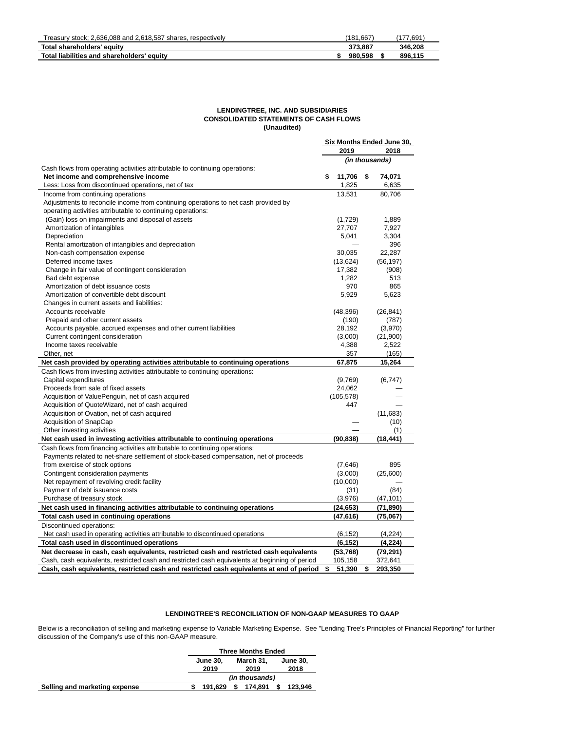| | | |
|---|---|---|
| Treasury stock; 2,636,088 and 2,618,587 shares, respectively | (181,667) | (177,691) |
| **Total shareholders' equity** | **373,887** | **346,208** |
| **Total liabilities and shareholders' equity** | **$ 980,598** | **$ 896,115** |

**LENDINGTREE, INC. AND SUBSIDIARIES**
**CONSOLIDATED STATEMENTS OF CASH FLOWS**
**(Unaudited)**

| | Six Months Ended June 30, | |
|---|---|---|
| | **2019** | **2018** |
| | *(in thousands)* | |
| Cash flows from operating activities attributable to continuing operations: | | |
| **Net income and comprehensive income** | **$ 11,706** | **$ 74,071** |
| Less: Loss from discontinued operations, net of tax | 1,825 | 6,635 |
| Income from continuing operations | 13,531 | 80,706 |
| Adjustments to reconcile income from continuing operations to net cash provided by operating activities attributable to continuing operations: | | |
| (Gain) loss on impairments and disposal of assets | (1,729) | 1,889 |
| Amortization of intangibles | 27,707 | 7,927 |
| Depreciation | 5,041 | 3,304 |
| Rental amortization of intangibles and depreciation | — | 396 |
| Non-cash compensation expense | 30,035 | 22,287 |
| Deferred income taxes | (13,624) | (56,197) |
| Change in fair value of contingent consideration | 17,382 | (908) |
| Bad debt expense | 1,282 | 513 |
| Amortization of debt issuance costs | 970 | 865 |
| Amortization of convertible debt discount | 5,929 | 5,623 |
| Changes in current assets and liabilities: | | |
| Accounts receivable | (48,396) | (26,841) |
| Prepaid and other current assets | (190) | (787) |
| Accounts payable, accrued expenses and other current liabilities | 28,192 | (3,970) |
| Current contingent consideration | (3,000) | (21,900) |
| Income taxes receivable | 4,388 | 2,522 |
| Other, net | 357 | (165) |
| **Net cash provided by operating activities attributable to continuing operations** | **67,875** | **15,264** |
| Cash flows from investing activities attributable to continuing operations: | | |
| Capital expenditures | (9,769) | (6,747) |
| Proceeds from sale of fixed assets | 24,062 | — |
| Acquisition of ValuePenguin, net of cash acquired | (105,578) | — |
| Acquisition of QuoteWizard, net of cash acquired | 447 | — |
| Acquisition of Ovation, net of cash acquired | — | (11,683) |
| Acquisition of SnapCap | — | (10) |
| Other investing activities | — | (1) |
| **Net cash used in investing activities attributable to continuing operations** | **(90,838)** | **(18,441)** |
| Cash flows from financing activities attributable to continuing operations: | | |
| Payments related to net-share settlement of stock-based compensation, net of proceeds from exercise of stock options | (7,646) | 895 |
| Contingent consideration payments | (3,000) | (25,600) |
| Net repayment of revolving credit facility | (10,000) | — |
| Payment of debt issuance costs | (31) | (84) |
| Purchase of treasury stock | (3,976) | (47,101) |
| **Net cash used in financing activities attributable to continuing operations** | **(24,653)** | **(71,890)** |
| **Total cash used in continuing operations** | **(47,616)** | **(75,067)** |
| Discontinued operations: | | |
| Net cash used in operating activities attributable to discontinued operations | (6,152) | (4,224) |
| **Total cash used in discontinued operations** | **(6,152)** | **(4,224)** |
| **Net decrease in cash, cash equivalents, restricted cash and restricted cash equivalents** | **(53,768)** | **(79,291)** |
| Cash, cash equivalents, restricted cash and restricted cash equivalents at beginning of period | 105,158 | 372,641 |
| **Cash, cash equivalents, restricted cash and restricted cash equivalents at end of period** | **$ 51,390** | **$ 293,350** |

**LENDINGTREE'S RECONCILIATION OF NON-GAAP MEASURES TO GAAP**

Below is a reconciliation of selling and marketing expense to Variable Marketing Expense. See "Lending Tree's Principles of Financial Reporting" for further discussion of the Company's use of this non-GAAP measure.

| | Three Months Ended | | |
|---|---|---|---|
| | **June 30, 2019** | **March 31, 2019** | **June 30, 2018** |
| | *(in thousands)* | | |
| **Selling and marketing expense** | **$ 191,629** | **$ 174,891** | **$ 123,946** |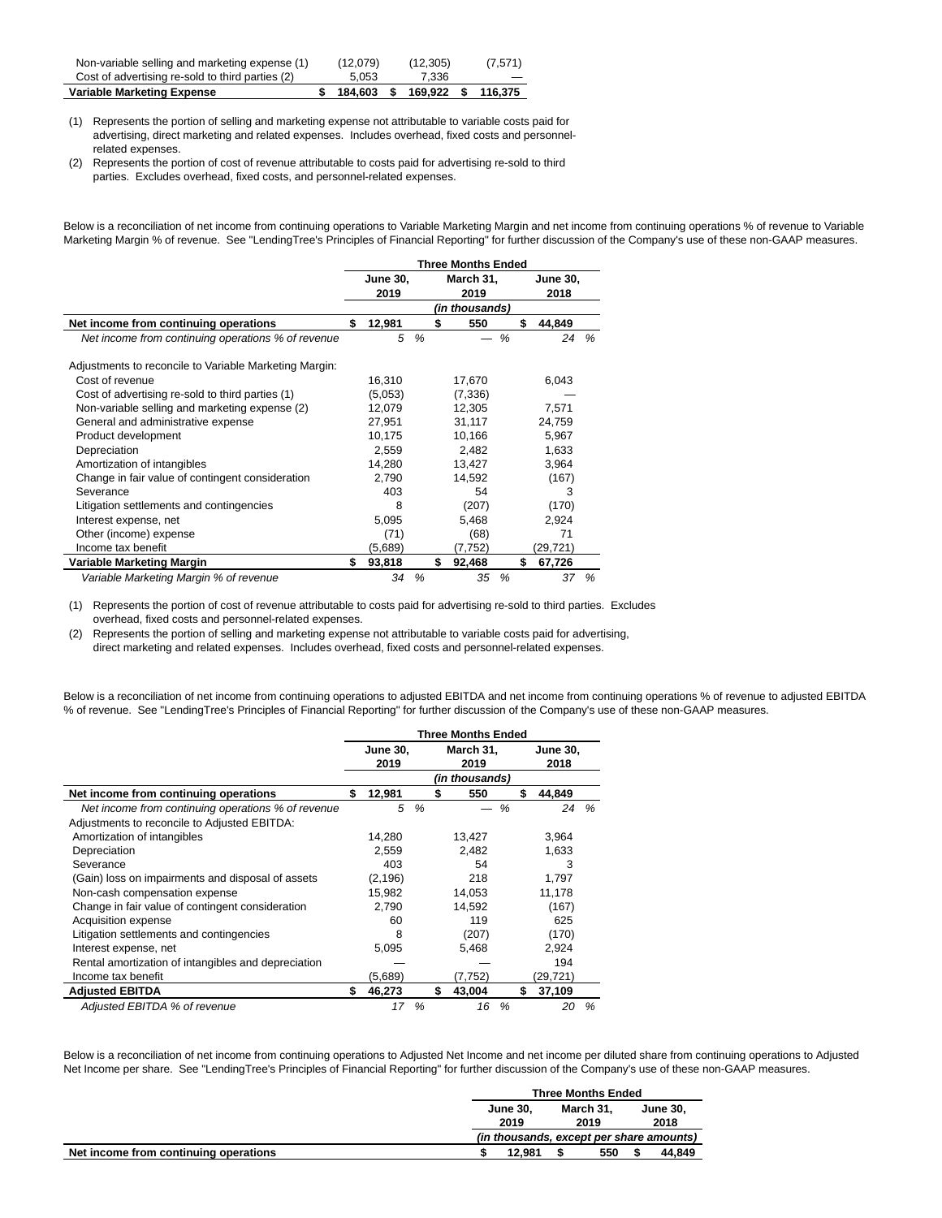| | | | |
|---|---|---|---|
| Non-variable selling and marketing expense (1) | (12,079) | (12,305) | (7,571) |
| Cost of advertising re-sold to third parties (2) | 5,053 | 7,336 | — |
| **Variable Marketing Expense** | **$ 184,603** | **$ 169,922** | **$ 116,375** |

(1) Represents the portion of selling and marketing expense not attributable to variable costs paid for advertising, direct marketing and related expenses. Includes overhead, fixed costs and personnel-related expenses.

(2) Represents the portion of cost of revenue attributable to costs paid for advertising re-sold to third parties. Excludes overhead, fixed costs, and personnel-related expenses.

Below is a reconciliation of net income from continuing operations to Variable Marketing Margin and net income from continuing operations % of revenue to Variable Marketing Margin % of revenue. See "LendingTree's Principles of Financial Reporting" for further discussion of the Company's use of these non-GAAP measures.

| | Three Months Ended | | |
|---|---|---|---|
| | June 30, 2019 | March 31, 2019 | June 30, 2018 |
| | (in thousands) | | |
| **Net income from continuing operations** | **$ 12,981** | **$ 550** | **$ 44,849** |
| *Net income from continuing operations % of revenue* | *5 %* | *— %* | *24 %* |
| Adjustments to reconcile to Variable Marketing Margin: | | | |
| Cost of revenue | 16,310 | 17,670 | 6,043 |
| Cost of advertising re-sold to third parties (1) | (5,053) | (7,336) | — |
| Non-variable selling and marketing expense (2) | 12,079 | 12,305 | 7,571 |
| General and administrative expense | 27,951 | 31,117 | 24,759 |
| Product development | 10,175 | 10,166 | 5,967 |
| Depreciation | 2,559 | 2,482 | 1,633 |
| Amortization of intangibles | 14,280 | 13,427 | 3,964 |
| Change in fair value of contingent consideration | 2,790 | 14,592 | (167) |
| Severance | 403 | 54 | 3 |
| Litigation settlements and contingencies | 8 | (207) | (170) |
| Interest expense, net | 5,095 | 5,468 | 2,924 |
| Other (income) expense | (71) | (68) | 71 |
| Income tax benefit | (5,689) | (7,752) | (29,721) |
| **Variable Marketing Margin** | **$ 93,818** | **$ 92,468** | **$ 67,726** |
| *Variable Marketing Margin % of revenue* | *34 %* | *35 %* | *37 %* |

(1) Represents the portion of cost of revenue attributable to costs paid for advertising re-sold to third parties. Excludes overhead, fixed costs and personnel-related expenses.

(2) Represents the portion of selling and marketing expense not attributable to variable costs paid for advertising, direct marketing and related expenses. Includes overhead, fixed costs and personnel-related expenses.

Below is a reconciliation of net income from continuing operations to adjusted EBITDA and net income from continuing operations % of revenue to adjusted EBITDA % of revenue. See "LendingTree's Principles of Financial Reporting" for further discussion of the Company's use of these non-GAAP measures.

| | Three Months Ended | | |
|---|---|---|---|
| | June 30, 2019 | March 31, 2019 | June 30, 2018 |
| | (in thousands) | | |
| **Net income from continuing operations** | **$ 12,981** | **$ 550** | **$ 44,849** |
| *Net income from continuing operations % of revenue* | *5 %* | *— %* | *24 %* |
| Adjustments to reconcile to Adjusted EBITDA: | | | |
| Amortization of intangibles | 14,280 | 13,427 | 3,964 |
| Depreciation | 2,559 | 2,482 | 1,633 |
| Severance | 403 | 54 | 3 |
| (Gain) loss on impairments and disposal of assets | (2,196) | 218 | 1,797 |
| Non-cash compensation expense | 15,982 | 14,053 | 11,178 |
| Change in fair value of contingent consideration | 2,790 | 14,592 | (167) |
| Acquisition expense | 60 | 119 | 625 |
| Litigation settlements and contingencies | 8 | (207) | (170) |
| Interest expense, net | 5,095 | 5,468 | 2,924 |
| Rental amortization of intangibles and depreciation | — | — | 194 |
| Income tax benefit | (5,689) | (7,752) | (29,721) |
| **Adjusted EBITDA** | **$ 46,273** | **$ 43,004** | **$ 37,109** |
| *Adjusted EBITDA % of revenue* | *17 %* | *16 %* | *20 %* |

Below is a reconciliation of net income from continuing operations to Adjusted Net Income and net income per diluted share from continuing operations to Adjusted Net Income per share. See "LendingTree's Principles of Financial Reporting" for further discussion of the Company's use of these non-GAAP measures.

| | Three Months Ended | | |
|---|---|---|---|
| | June 30, 2019 | March 31, 2019 | June 30, 2018 |
| | (in thousands, except per share amounts) | | |
| **Net income from continuing operations** | **$ 12,981** | **$ 550** | **$ 44,849** |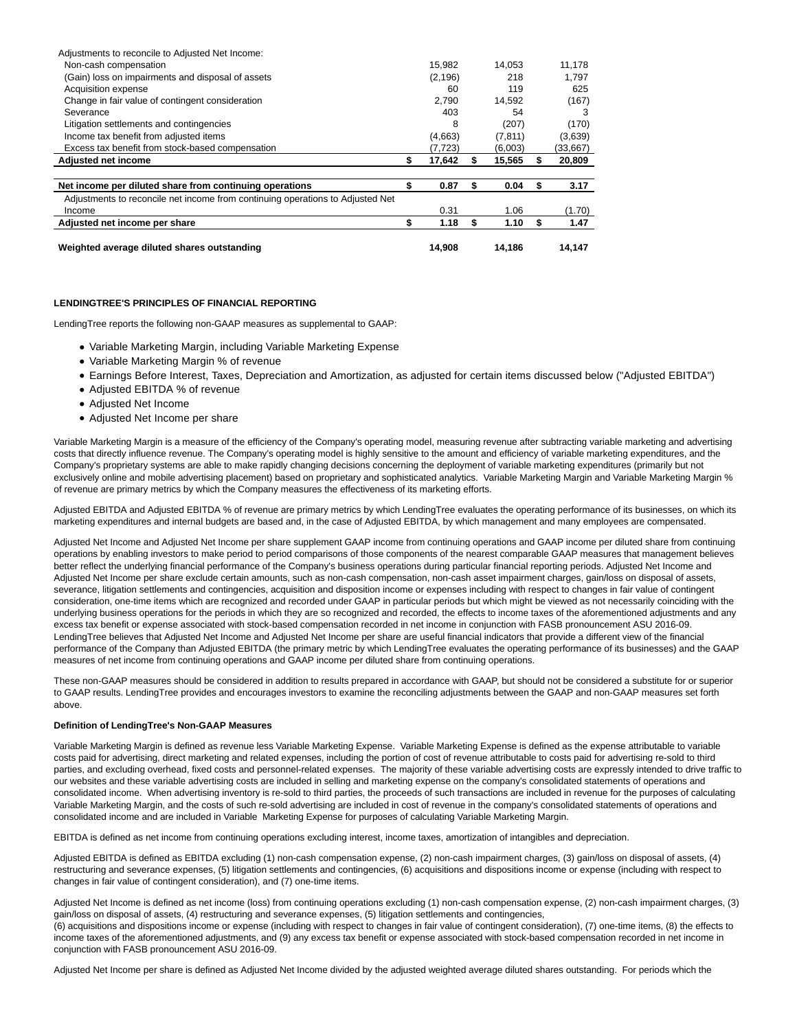| | | | |
|---|---|---|---|
| Adjustments to reconcile to Adjusted Net Income: | | | |
| Non-cash compensation | 15,982 | 14,053 | 11,178 |
| (Gain) loss on impairments and disposal of assets | (2,196) | 218 | 1,797 |
| Acquisition expense | 60 | 119 | 625 |
| Change in fair value of contingent consideration | 2,790 | 14,592 | (167) |
| Severance | 403 | 54 | 3 |
| Litigation settlements and contingencies | 8 | (207) | (170) |
| Income tax benefit from adjusted items | (4,663) | (7,811) | (3,639) |
| Excess tax benefit from stock-based compensation | (7,723) | (6,003) | (33,667) |
| **Adjusted net income** | **$ 17,642** | **$ 15,565** | **$ 20,809** |
| | | | |
| **Net income per diluted share from continuing operations** | **$ 0.87** | **$ 0.04** | **$ 3.17** |
| Adjustments to reconcile net income from continuing operations to Adjusted Net Income | 0.31 | 1.06 | (1.70) |
| **Adjusted net income per share** | **$ 1.18** | **$ 1.10** | **$ 1.47** |
| | | | |
| **Weighted average diluted shares outstanding** | **14,908** | **14,186** | **14,147** |

**LENDINGTREE'S PRINCIPLES OF FINANCIAL REPORTING**

LendingTree reports the following non-GAAP measures as supplemental to GAAP:

- Variable Marketing Margin, including Variable Marketing Expense
- Variable Marketing Margin % of revenue
- Earnings Before Interest, Taxes, Depreciation and Amortization, as adjusted for certain items discussed below ("Adjusted EBITDA")
- Adjusted EBITDA % of revenue
- Adjusted Net Income
- Adjusted Net Income per share

Variable Marketing Margin is a measure of the efficiency of the Company's operating model, measuring revenue after subtracting variable marketing and advertising costs that directly influence revenue. The Company's operating model is highly sensitive to the amount and efficiency of variable marketing expenditures, and the Company's proprietary systems are able to make rapidly changing decisions concerning the deployment of variable marketing expenditures (primarily but not exclusively online and mobile advertising placement) based on proprietary and sophisticated analytics. Variable Marketing Margin and Variable Marketing Margin % of revenue are primary metrics by which the Company measures the effectiveness of its marketing efforts.

Adjusted EBITDA and Adjusted EBITDA % of revenue are primary metrics by which LendingTree evaluates the operating performance of its businesses, on which its marketing expenditures and internal budgets are based and, in the case of Adjusted EBITDA, by which management and many employees are compensated.

Adjusted Net Income and Adjusted Net Income per share supplement GAAP income from continuing operations and GAAP income per diluted share from continuing operations by enabling investors to make period to period comparisons of those components of the nearest comparable GAAP measures that management believes better reflect the underlying financial performance of the Company's business operations during particular financial reporting periods. Adjusted Net Income and Adjusted Net Income per share exclude certain amounts, such as non-cash compensation, non-cash asset impairment charges, gain/loss on disposal of assets, severance, litigation settlements and contingencies, acquisition and disposition income or expenses including with respect to changes in fair value of contingent consideration, one-time items which are recognized and recorded under GAAP in particular periods but which might be viewed as not necessarily coinciding with the underlying business operations for the periods in which they are so recognized and recorded, the effects to income taxes of the aforementioned adjustments and any excess tax benefit or expense associated with stock-based compensation recorded in net income in conjunction with FASB pronouncement ASU 2016-09. LendingTree believes that Adjusted Net Income and Adjusted Net Income per share are useful financial indicators that provide a different view of the financial performance of the Company than Adjusted EBITDA (the primary metric by which LendingTree evaluates the operating performance of its businesses) and the GAAP measures of net income from continuing operations and GAAP income per diluted share from continuing operations.

These non-GAAP measures should be considered in addition to results prepared in accordance with GAAP, but should not be considered a substitute for or superior to GAAP results. LendingTree provides and encourages investors to examine the reconciling adjustments between the GAAP and non-GAAP measures set forth above.

**Definition of LendingTree's Non-GAAP Measures**

Variable Marketing Margin is defined as revenue less Variable Marketing Expense. Variable Marketing Expense is defined as the expense attributable to variable costs paid for advertising, direct marketing and related expenses, including the portion of cost of revenue attributable to costs paid for advertising re-sold to third parties, and excluding overhead, fixed costs and personnel-related expenses. The majority of these variable advertising costs are expressly intended to drive traffic to our websites and these variable advertising costs are included in selling and marketing expense on the company's consolidated statements of operations and consolidated income. When advertising inventory is re-sold to third parties, the proceeds of such transactions are included in revenue for the purposes of calculating Variable Marketing Margin, and the costs of such re-sold advertising are included in cost of revenue in the company's consolidated statements of operations and consolidated income and are included in Variable Marketing Expense for purposes of calculating Variable Marketing Margin.

EBITDA is defined as net income from continuing operations excluding interest, income taxes, amortization of intangibles and depreciation.

Adjusted EBITDA is defined as EBITDA excluding (1) non-cash compensation expense, (2) non-cash impairment charges, (3) gain/loss on disposal of assets, (4) restructuring and severance expenses, (5) litigation settlements and contingencies, (6) acquisitions and dispositions income or expense (including with respect to changes in fair value of contingent consideration), and (7) one-time items.

Adjusted Net Income is defined as net income (loss) from continuing operations excluding (1) non-cash compensation expense, (2) non-cash impairment charges, (3) gain/loss on disposal of assets, (4) restructuring and severance expenses, (5) litigation settlements and contingencies,
(6) acquisitions and dispositions income or expense (including with respect to changes in fair value of contingent consideration), (7) one-time items, (8) the effects to income taxes of the aforementioned adjustments, and (9) any excess tax benefit or expense associated with stock-based compensation recorded in net income in conjunction with FASB pronouncement ASU 2016-09.

Adjusted Net Income per share is defined as Adjusted Net Income divided by the adjusted weighted average diluted shares outstanding. For periods which the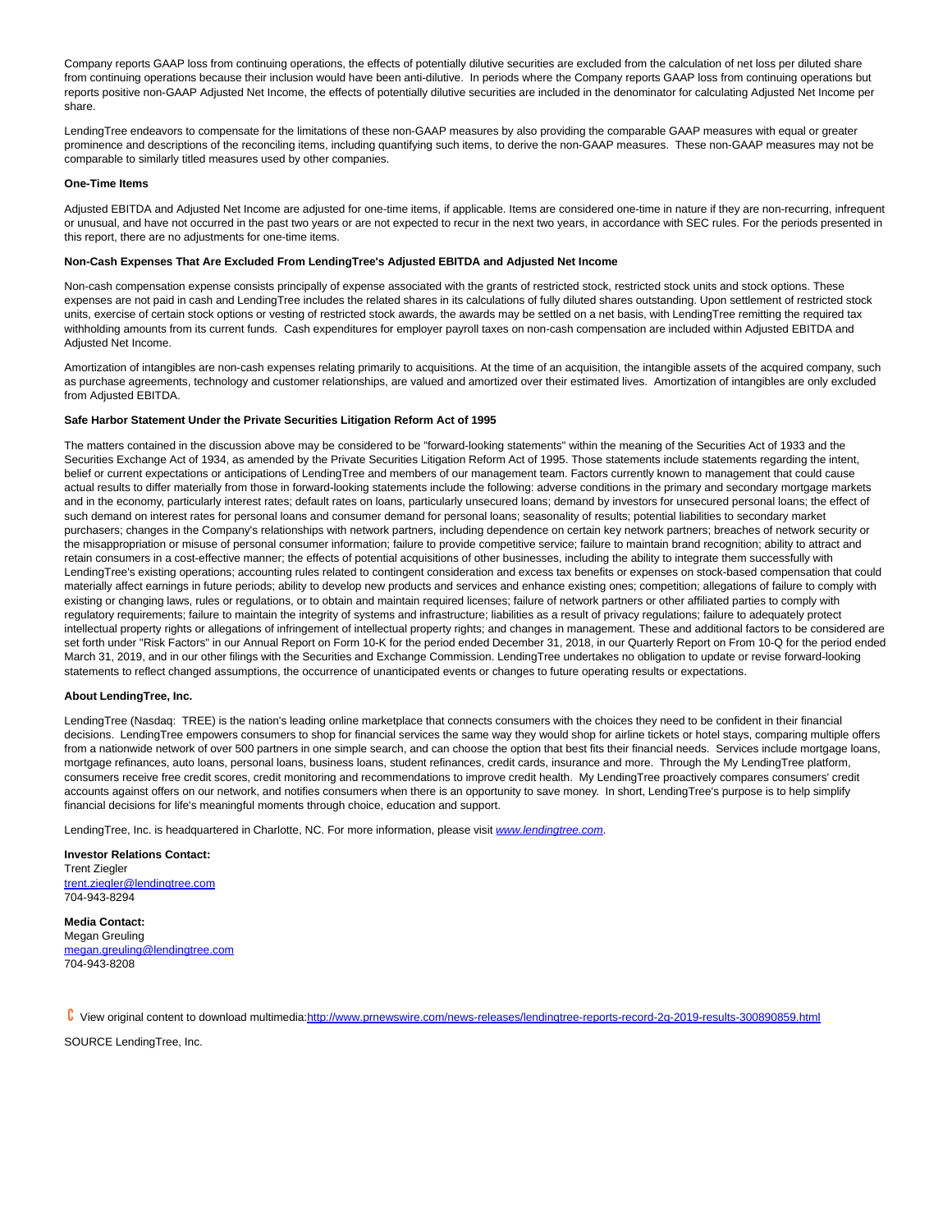Company reports GAAP loss from continuing operations, the effects of potentially dilutive securities are excluded from the calculation of net loss per diluted share from continuing operations because their inclusion would have been anti-dilutive. In periods where the Company reports GAAP loss from continuing operations but reports positive non-GAAP Adjusted Net Income, the effects of potentially dilutive securities are included in the denominator for calculating Adjusted Net Income per share.

LendingTree endeavors to compensate for the limitations of these non-GAAP measures by also providing the comparable GAAP measures with equal or greater prominence and descriptions of the reconciling items, including quantifying such items, to derive the non-GAAP measures. These non-GAAP measures may not be comparable to similarly titled measures used by other companies.

**One-Time Items**

Adjusted EBITDA and Adjusted Net Income are adjusted for one-time items, if applicable. Items are considered one-time in nature if they are non-recurring, infrequent or unusual, and have not occurred in the past two years or are not expected to recur in the next two years, in accordance with SEC rules. For the periods presented in this report, there are no adjustments for one-time items.

**Non-Cash Expenses That Are Excluded From LendingTree's Adjusted EBITDA and Adjusted Net Income**

Non-cash compensation expense consists principally of expense associated with the grants of restricted stock, restricted stock units and stock options. These expenses are not paid in cash and LendingTree includes the related shares in its calculations of fully diluted shares outstanding. Upon settlement of restricted stock units, exercise of certain stock options or vesting of restricted stock awards, the awards may be settled on a net basis, with LendingTree remitting the required tax withholding amounts from its current funds. Cash expenditures for employer payroll taxes on non-cash compensation are included within Adjusted EBITDA and Adjusted Net Income.

Amortization of intangibles are non-cash expenses relating primarily to acquisitions. At the time of an acquisition, the intangible assets of the acquired company, such as purchase agreements, technology and customer relationships, are valued and amortized over their estimated lives. Amortization of intangibles are only excluded from Adjusted EBITDA.

**Safe Harbor Statement Under the Private Securities Litigation Reform Act of 1995**

The matters contained in the discussion above may be considered to be "forward-looking statements" within the meaning of the Securities Act of 1933 and the Securities Exchange Act of 1934, as amended by the Private Securities Litigation Reform Act of 1995. Those statements include statements regarding the intent, belief or current expectations or anticipations of LendingTree and members of our management team. Factors currently known to management that could cause actual results to differ materially from those in forward-looking statements include the following: adverse conditions in the primary and secondary mortgage markets and in the economy, particularly interest rates; default rates on loans, particularly unsecured loans; demand by investors for unsecured personal loans; the effect of such demand on interest rates for personal loans and consumer demand for personal loans; seasonality of results; potential liabilities to secondary market purchasers; changes in the Company's relationships with network partners, including dependence on certain key network partners; breaches of network security or the misappropriation or misuse of personal consumer information; failure to provide competitive service; failure to maintain brand recognition; ability to attract and retain consumers in a cost-effective manner; the effects of potential acquisitions of other businesses, including the ability to integrate them successfully with LendingTree's existing operations; accounting rules related to contingent consideration and excess tax benefits or expenses on stock-based compensation that could materially affect earnings in future periods; ability to develop new products and services and enhance existing ones; competition; allegations of failure to comply with existing or changing laws, rules or regulations, or to obtain and maintain required licenses; failure of network partners or other affiliated parties to comply with regulatory requirements; failure to maintain the integrity of systems and infrastructure; liabilities as a result of privacy regulations; failure to adequately protect intellectual property rights or allegations of infringement of intellectual property rights; and changes in management. These and additional factors to be considered are set forth under "Risk Factors" in our Annual Report on Form 10-K for the period ended December 31, 2018, in our Quarterly Report on From 10-Q for the period ended March 31, 2019, and in our other filings with the Securities and Exchange Commission. LendingTree undertakes no obligation to update or revise forward-looking statements to reflect changed assumptions, the occurrence of unanticipated events or changes to future operating results or expectations.

**About LendingTree, Inc.**

LendingTree (Nasdaq: TREE) is the nation's leading online marketplace that connects consumers with the choices they need to be confident in their financial decisions. LendingTree empowers consumers to shop for financial services the same way they would shop for airline tickets or hotel stays, comparing multiple offers from a nationwide network of over 500 partners in one simple search, and can choose the option that best fits their financial needs. Services include mortgage loans, mortgage refinances, auto loans, personal loans, business loans, student refinances, credit cards, insurance and more. Through the My LendingTree platform, consumers receive free credit scores, credit monitoring and recommendations to improve credit health. My LendingTree proactively compares consumers' credit accounts against offers on our network, and notifies consumers when there is an opportunity to save money. In short, LendingTree's purpose is to help simplify financial decisions for life's meaningful moments through choice, education and support.

LendingTree, Inc. is headquartered in Charlotte, NC. For more information, please visit *www.lendingtree.com*.

**Investor Relations Contact:**
Trent Ziegler
trent.ziegler@lendingtree.com
704-943-8294

**Media Contact:**
Megan Greuling
megan.greuling@lendingtree.com
704-943-8208

View original content to download multimedia:http://www.prnewswire.com/news-releases/lendingtree-reports-record-2q-2019-results-300890859.html

SOURCE LendingTree, Inc.